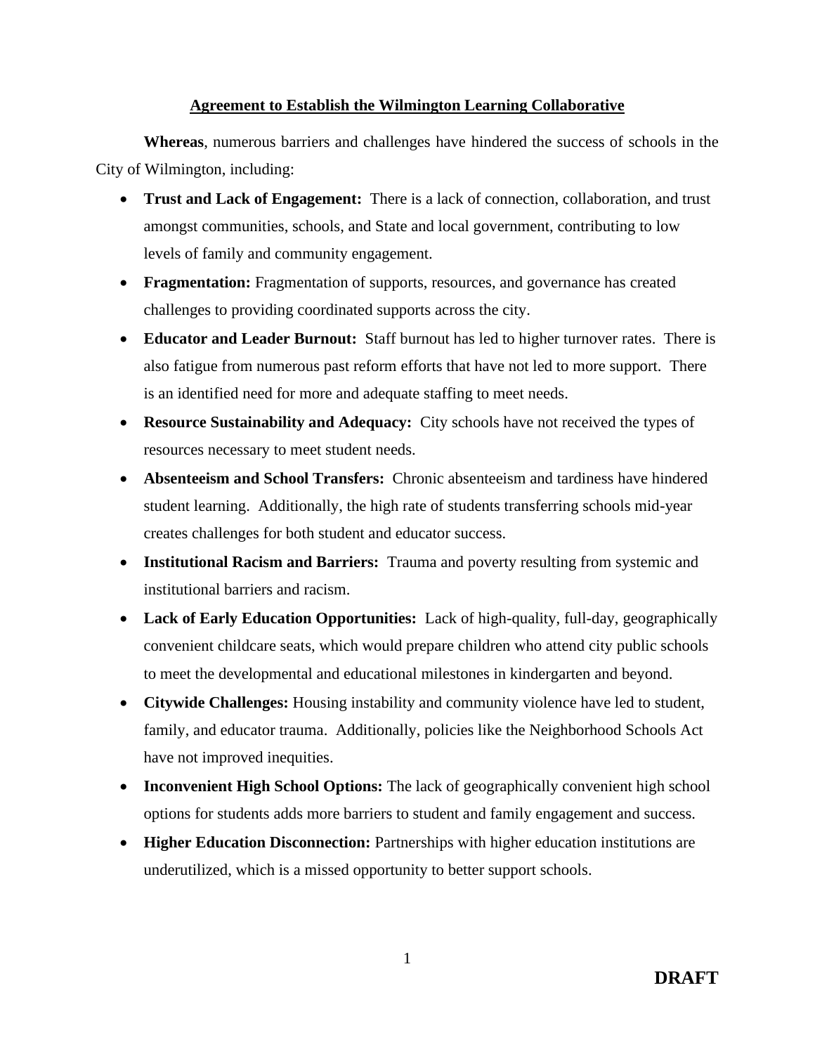**Agreement to Establish the Wilmington Learning Collaborative**

**Whereas**, numerous barriers and challenges have hindered the success of schools in the City of Wilmington, including:

- **Trust and Lack of Engagement:** There is a lack of connection, collaboration, and trust amongst communities, schools, and State and local government, contributing to low levels of family and community engagement.
- **Fragmentation:** Fragmentation of supports, resources, and governance has created challenges to providing coordinated supports across the city.
- **Educator and Leader Burnout:** Staff burnout has led to higher turnover rates. There is also fatigue from numerous past reform efforts that have not led to more support. There is an identified need for more and adequate staffing to meet needs.
- **Resource Sustainability and Adequacy:** City schools have not received the types of resources necessary to meet student needs.
- **Absenteeism and School Transfers:** Chronic absenteeism and tardiness have hindered student learning. Additionally, the high rate of students transferring schools mid-year creates challenges for both student and educator success.
- **Institutional Racism and Barriers:** Trauma and poverty resulting from systemic and institutional barriers and racism.
- **Lack of Early Education Opportunities:** Lack of high-quality, full-day, geographically convenient childcare seats, which would prepare children who attend city public schools to meet the developmental and educational milestones in kindergarten and beyond.
- **Citywide Challenges:** Housing instability and community violence have led to student, family, and educator trauma. Additionally, policies like the Neighborhood Schools Act have not improved inequities.
- **Inconvenient High School Options:** The lack of geographically convenient high school options for students adds more barriers to student and family engagement and success.
- **Higher Education Disconnection:** Partnerships with higher education institutions are underutilized, which is a missed opportunity to better support schools.

**DRAFT**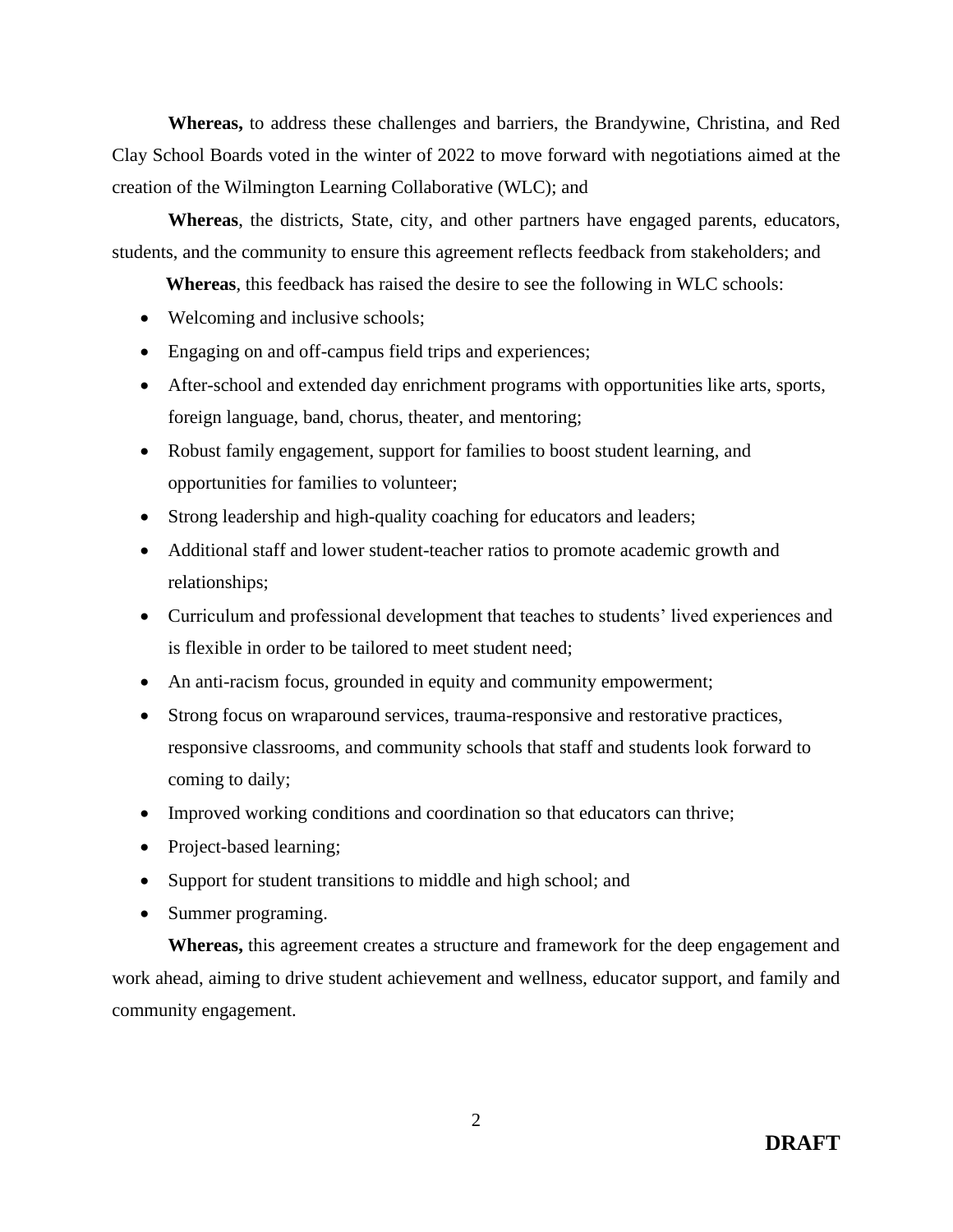**Whereas,** to address these challenges and barriers, the Brandywine, Christina, and Red Clay School Boards voted in the winter of 2022 to move forward with negotiations aimed at the creation of the Wilmington Learning Collaborative (WLC); and

**Whereas**, the districts, State, city, and other partners have engaged parents, educators, students, and the community to ensure this agreement reflects feedback from stakeholders; and

**Whereas**, this feedback has raised the desire to see the following in WLC schools:

- Welcoming and inclusive schools;
- Engaging on and off-campus field trips and experiences;
- After-school and extended day enrichment programs with opportunities like arts, sports, foreign language, band, chorus, theater, and mentoring;
- Robust family engagement, support for families to boost student learning, and opportunities for families to volunteer;
- Strong leadership and high-quality coaching for educators and leaders;
- Additional staff and lower student-teacher ratios to promote academic growth and relationships;
- Curriculum and professional development that teaches to students' lived experiences and is flexible in order to be tailored to meet student need;
- An anti-racism focus, grounded in equity and community empowerment;
- Strong focus on wraparound services, trauma-responsive and restorative practices, responsive classrooms, and community schools that staff and students look forward to coming to daily;
- Improved working conditions and coordination so that educators can thrive;
- Project-based learning;
- Support for student transitions to middle and high school; and
- Summer programing.

**Whereas,** this agreement creates a structure and framework for the deep engagement and work ahead, aiming to drive student achievement and wellness, educator support, and family and community engagement.

**DRAFT**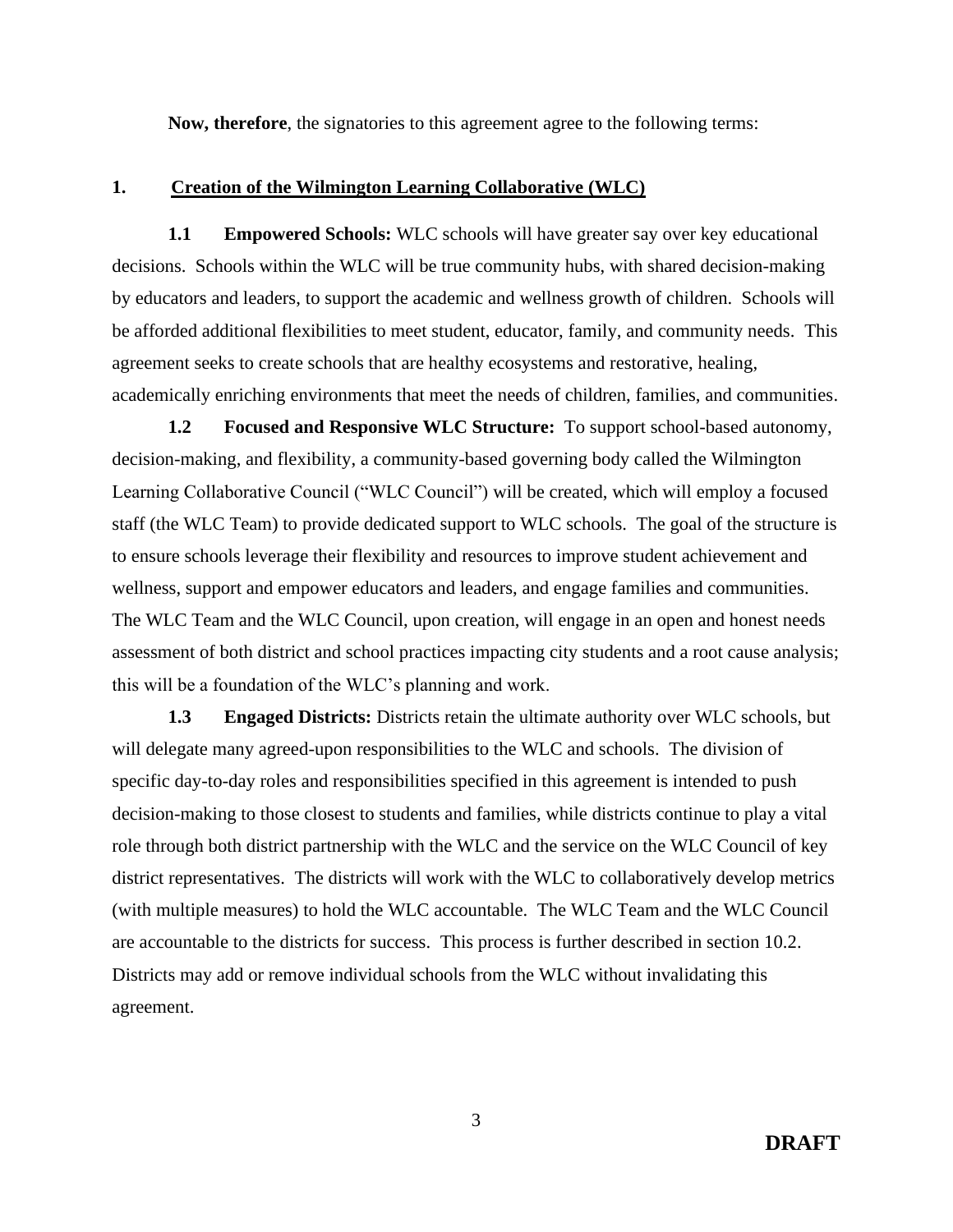**Now, therefore**, the signatories to this agreement agree to the following terms:

## 1. Creation of the Wilmington Learning Collaborative (WLC)

**1.1 Empowered Schools:** WLC schools will have greater say over key educational decisions. Schools within the WLC will be true community hubs, with shared decision-making by educators and leaders, to support the academic and wellness growth of children. Schools will be afforded additional flexibilities to meet student, educator, family, and community needs. This agreement seeks to create schools that are healthy ecosystems and restorative, healing, academically enriching environments that meet the needs of children, families, and communities.

**1.2 Focused and Responsive WLC Structure:** To support school-based autonomy, decision-making, and flexibility, a community-based governing body called the Wilmington Learning Collaborative Council ("WLC Council") will be created, which will employ a focused staff (the WLC Team) to provide dedicated support to WLC schools. The goal of the structure is to ensure schools leverage their flexibility and resources to improve student achievement and wellness, support and empower educators and leaders, and engage families and communities. The WLC Team and the WLC Council, upon creation, will engage in an open and honest needs assessment of both district and school practices impacting city students and a root cause analysis; this will be a foundation of the WLC's planning and work.

**1.3 Engaged Districts:** Districts retain the ultimate authority over WLC schools, but will delegate many agreed-upon responsibilities to the WLC and schools. The division of specific day-to-day roles and responsibilities specified in this agreement is intended to push decision-making to those closest to students and families, while districts continue to play a vital role through both district partnership with the WLC and the service on the WLC Council of key district representatives. The districts will work with the WLC to collaboratively develop metrics (with multiple measures) to hold the WLC accountable. The WLC Team and the WLC Council are accountable to the districts for success. This process is further described in section 10.2. Districts may add or remove individual schools from the WLC without invalidating this agreement.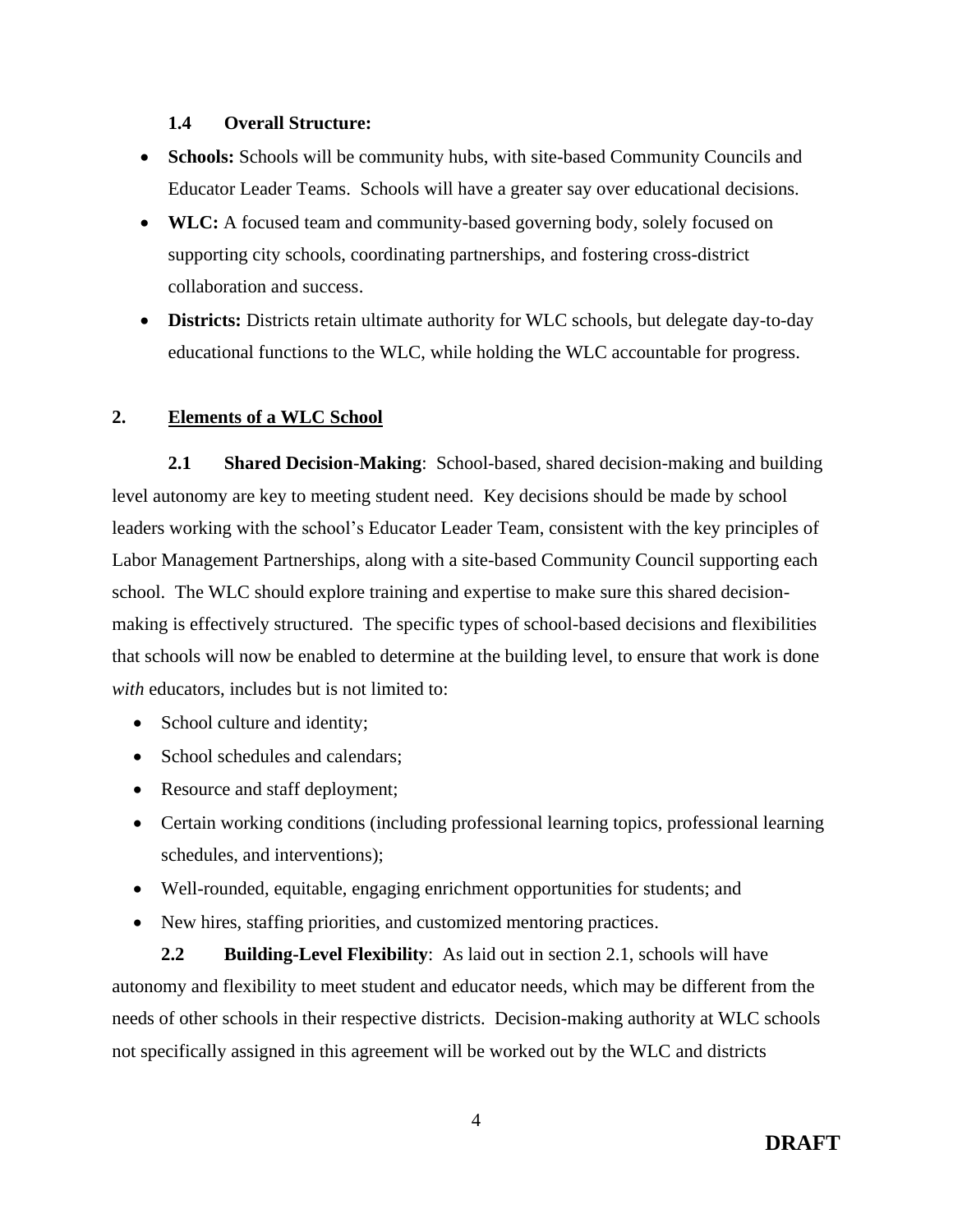### 1.4 Overall Structure:

- **Schools:** Schools will be community hubs, with site-based Community Councils and Educator Leader Teams. Schools will have a greater say over educational decisions.
- **WLC:** A focused team and community-based governing body, solely focused on supporting city schools, coordinating partnerships, and fostering cross-district collaboration and success.
- **Districts:** Districts retain ultimate authority for WLC schools, but delegate day-to-day educational functions to the WLC, while holding the WLC accountable for progress.

## 2. Elements of a WLC School

**2.1 Shared Decision-Making**: School-based, shared decision-making and building level autonomy are key to meeting student need. Key decisions should be made by school leaders working with the school's Educator Leader Team, consistent with the key principles of Labor Management Partnerships, along with a site-based Community Council supporting each school. The WLC should explore training and expertise to make sure this shared decision-making is effectively structured. The specific types of school-based decisions and flexibilities that schools will now be enabled to determine at the building level, to ensure that work is done *with* educators, includes but is not limited to:

- School culture and identity;
- School schedules and calendars;
- Resource and staff deployment;
- Certain working conditions (including professional learning topics, professional learning schedules, and interventions);
- Well-rounded, equitable, engaging enrichment opportunities for students; and
- New hires, staffing priorities, and customized mentoring practices.

**2.2 Building-Level Flexibility**: As laid out in section 2.1, schools will have autonomy and flexibility to meet student and educator needs, which may be different from the needs of other schools in their respective districts. Decision-making authority at WLC schools not specifically assigned in this agreement will be worked out by the WLC and districts

**DRAFT**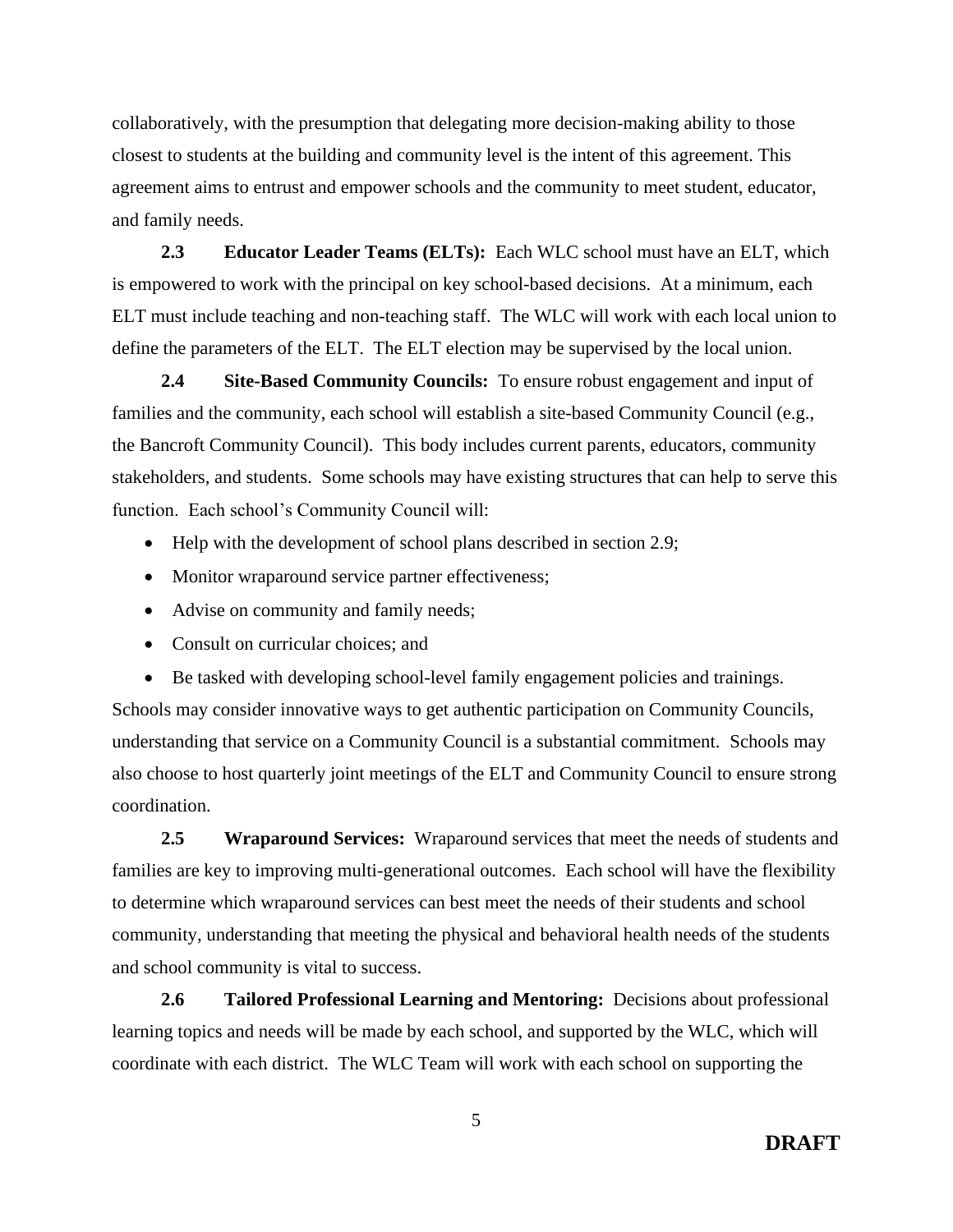collaboratively, with the presumption that delegating more decision-making ability to those closest to students at the building and community level is the intent of this agreement. This agreement aims to entrust and empower schools and the community to meet student, educator, and family needs.

**2.3 Educator Leader Teams (ELTs):** Each WLC school must have an ELT, which is empowered to work with the principal on key school-based decisions. At a minimum, each ELT must include teaching and non-teaching staff. The WLC will work with each local union to define the parameters of the ELT. The ELT election may be supervised by the local union.

**2.4 Site-Based Community Councils:** To ensure robust engagement and input of families and the community, each school will establish a site-based Community Council (e.g., the Bancroft Community Council). This body includes current parents, educators, community stakeholders, and students. Some schools may have existing structures that can help to serve this function. Each school's Community Council will:

- Help with the development of school plans described in section 2.9;
- Monitor wraparound service partner effectiveness;
- Advise on community and family needs;
- Consult on curricular choices; and
- Be tasked with developing school-level family engagement policies and trainings.

Schools may consider innovative ways to get authentic participation on Community Councils, understanding that service on a Community Council is a substantial commitment. Schools may also choose to host quarterly joint meetings of the ELT and Community Council to ensure strong coordination.

**2.5 Wraparound Services:** Wraparound services that meet the needs of students and families are key to improving multi-generational outcomes. Each school will have the flexibility to determine which wraparound services can best meet the needs of their students and school community, understanding that meeting the physical and behavioral health needs of the students and school community is vital to success.

**2.6 Tailored Professional Learning and Mentoring:** Decisions about professional learning topics and needs will be made by each school, and supported by the WLC, which will coordinate with each district. The WLC Team will work with each school on supporting the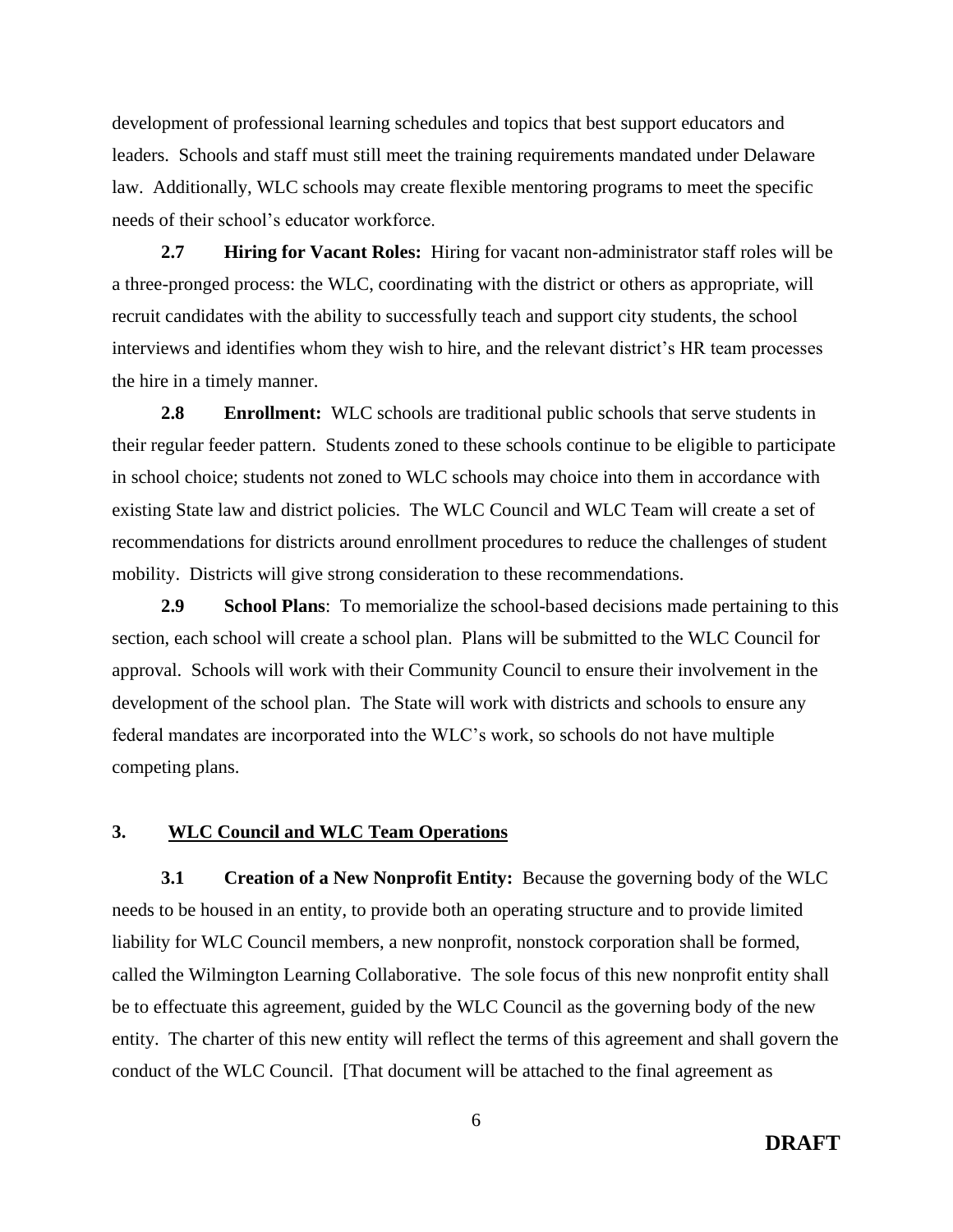development of professional learning schedules and topics that best support educators and leaders. Schools and staff must still meet the training requirements mandated under Delaware law. Additionally, WLC schools may create flexible mentoring programs to meet the specific needs of their school's educator workforce.

**2.7 Hiring for Vacant Roles:** Hiring for vacant non-administrator staff roles will be a three-pronged process: the WLC, coordinating with the district or others as appropriate, will recruit candidates with the ability to successfully teach and support city students, the school interviews and identifies whom they wish to hire, and the relevant district's HR team processes the hire in a timely manner.

**2.8 Enrollment:** WLC schools are traditional public schools that serve students in their regular feeder pattern. Students zoned to these schools continue to be eligible to participate in school choice; students not zoned to WLC schools may choice into them in accordance with existing State law and district policies. The WLC Council and WLC Team will create a set of recommendations for districts around enrollment procedures to reduce the challenges of student mobility. Districts will give strong consideration to these recommendations.

**2.9 School Plans**: To memorialize the school-based decisions made pertaining to this section, each school will create a school plan. Plans will be submitted to the WLC Council for approval. Schools will work with their Community Council to ensure their involvement in the development of the school plan. The State will work with districts and schools to ensure any federal mandates are incorporated into the WLC's work, so schools do not have multiple competing plans.

## 3. <u>WLC Council and WLC Team Operations</u>

**3.1 Creation of a New Nonprofit Entity:** Because the governing body of the WLC needs to be housed in an entity, to provide both an operating structure and to provide limited liability for WLC Council members, a new nonprofit, nonstock corporation shall be formed, called the Wilmington Learning Collaborative. The sole focus of this new nonprofit entity shall be to effectuate this agreement, guided by the WLC Council as the governing body of the new entity. The charter of this new entity will reflect the terms of this agreement and shall govern the conduct of the WLC Council. [That document will be attached to the final agreement as

**DRAFT**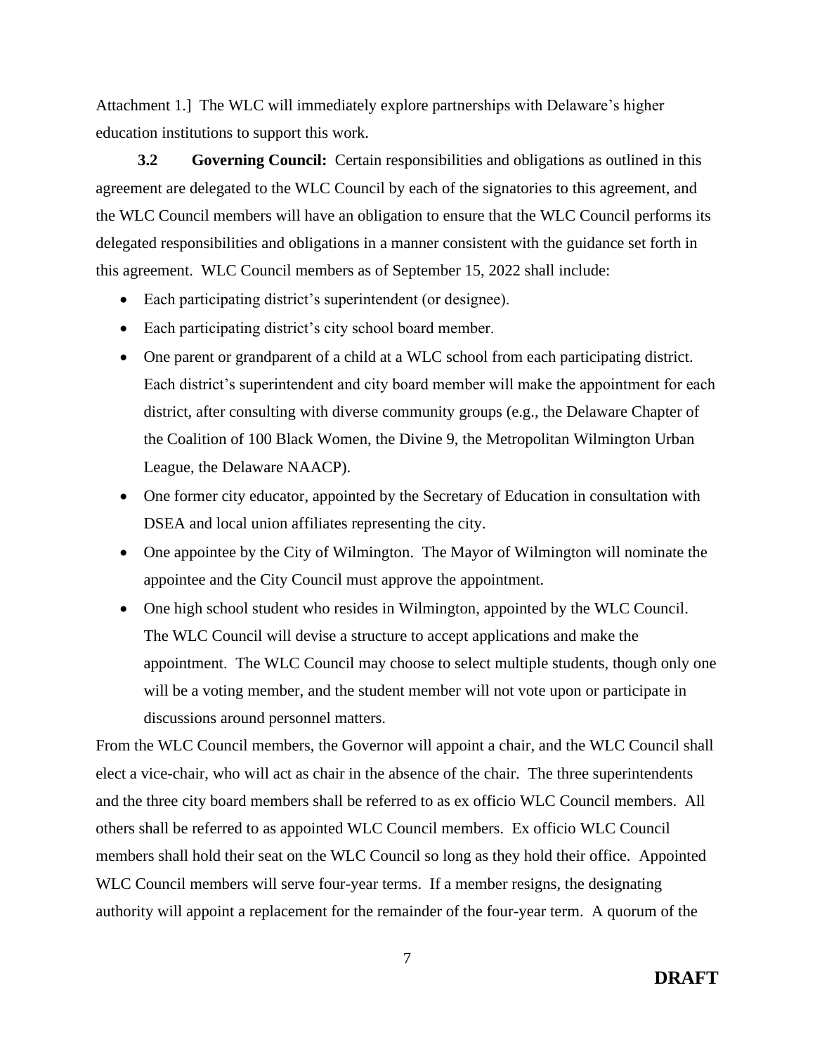Attachment 1.] The WLC will immediately explore partnerships with Delaware's higher education institutions to support this work.

**3.2 Governing Council:** Certain responsibilities and obligations as outlined in this agreement are delegated to the WLC Council by each of the signatories to this agreement, and the WLC Council members will have an obligation to ensure that the WLC Council performs its delegated responsibilities and obligations in a manner consistent with the guidance set forth in this agreement. WLC Council members as of September 15, 2022 shall include:

- Each participating district's superintendent (or designee).
- Each participating district's city school board member.
- One parent or grandparent of a child at a WLC school from each participating district. Each district's superintendent and city board member will make the appointment for each district, after consulting with diverse community groups (e.g., the Delaware Chapter of the Coalition of 100 Black Women, the Divine 9, the Metropolitan Wilmington Urban League, the Delaware NAACP).
- One former city educator, appointed by the Secretary of Education in consultation with DSEA and local union affiliates representing the city.
- One appointee by the City of Wilmington. The Mayor of Wilmington will nominate the appointee and the City Council must approve the appointment.
- One high school student who resides in Wilmington, appointed by the WLC Council. The WLC Council will devise a structure to accept applications and make the appointment. The WLC Council may choose to select multiple students, though only one will be a voting member, and the student member will not vote upon or participate in discussions around personnel matters.

From the WLC Council members, the Governor will appoint a chair, and the WLC Council shall elect a vice-chair, who will act as chair in the absence of the chair. The three superintendents and the three city board members shall be referred to as ex officio WLC Council members. All others shall be referred to as appointed WLC Council members. Ex officio WLC Council members shall hold their seat on the WLC Council so long as they hold their office. Appointed WLC Council members will serve four-year terms. If a member resigns, the designating authority will appoint a replacement for the remainder of the four-year term. A quorum of the

**DRAFT**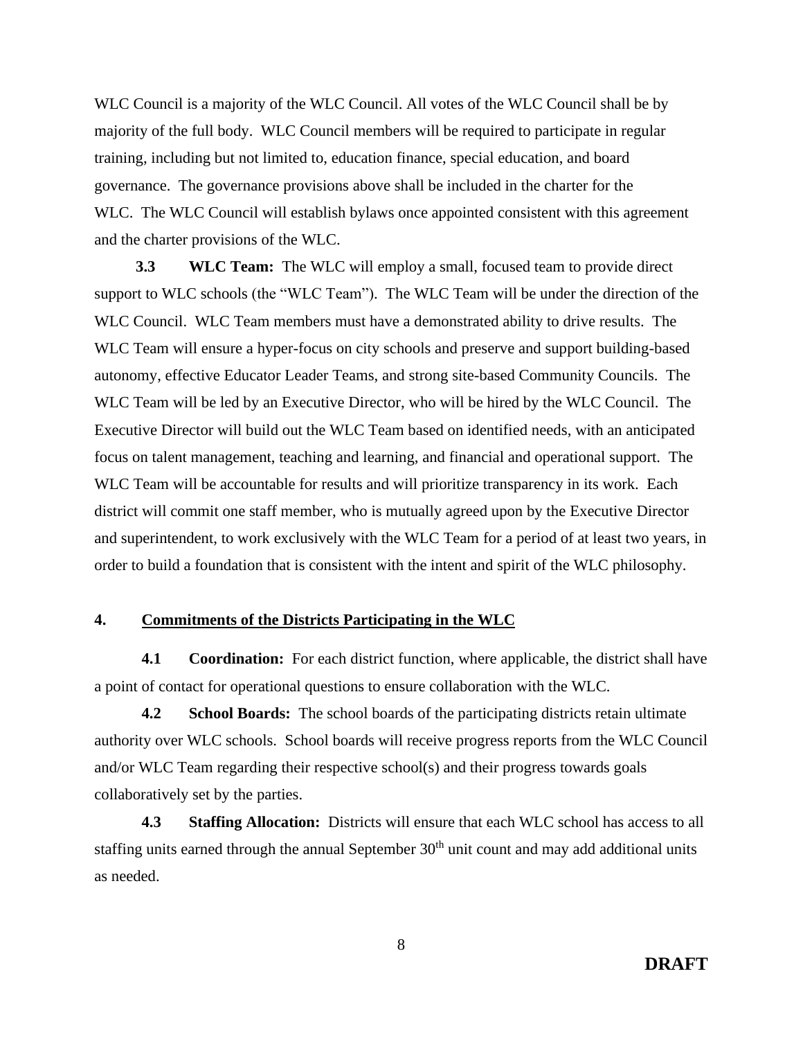WLC Council is a majority of the WLC Council. All votes of the WLC Council shall be by majority of the full body. WLC Council members will be required to participate in regular training, including but not limited to, education finance, special education, and board governance. The governance provisions above shall be included in the charter for the WLC. The WLC Council will establish bylaws once appointed consistent with this agreement and the charter provisions of the WLC.

**3.3 WLC Team:** The WLC will employ a small, focused team to provide direct support to WLC schools (the "WLC Team"). The WLC Team will be under the direction of the WLC Council. WLC Team members must have a demonstrated ability to drive results. The WLC Team will ensure a hyper-focus on city schools and preserve and support building-based autonomy, effective Educator Leader Teams, and strong site-based Community Councils. The WLC Team will be led by an Executive Director, who will be hired by the WLC Council. The Executive Director will build out the WLC Team based on identified needs, with an anticipated focus on talent management, teaching and learning, and financial and operational support. The WLC Team will be accountable for results and will prioritize transparency in its work. Each district will commit one staff member, who is mutually agreed upon by the Executive Director and superintendent, to work exclusively with the WLC Team for a period of at least two years, in order to build a foundation that is consistent with the intent and spirit of the WLC philosophy.

## 4. Commitments of the Districts Participating in the WLC

**4.1 Coordination:** For each district function, where applicable, the district shall have a point of contact for operational questions to ensure collaboration with the WLC.

**4.2 School Boards:** The school boards of the participating districts retain ultimate authority over WLC schools. School boards will receive progress reports from the WLC Council and/or WLC Team regarding their respective school(s) and their progress towards goals collaboratively set by the parties.

**4.3 Staffing Allocation:** Districts will ensure that each WLC school has access to all staffing units earned through the annual September 30th unit count and may add additional units as needed.

**DRAFT**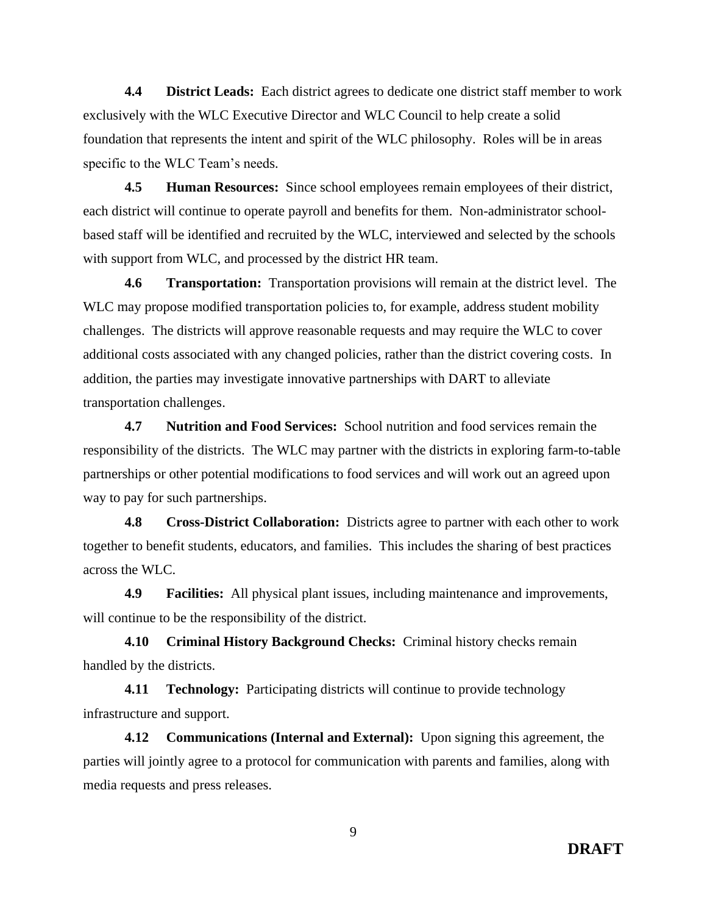**4.4 District Leads:** Each district agrees to dedicate one district staff member to work exclusively with the WLC Executive Director and WLC Council to help create a solid foundation that represents the intent and spirit of the WLC philosophy. Roles will be in areas specific to the WLC Team's needs.

**4.5 Human Resources:** Since school employees remain employees of their district, each district will continue to operate payroll and benefits for them. Non-administrator school-based staff will be identified and recruited by the WLC, interviewed and selected by the schools with support from WLC, and processed by the district HR team.

**4.6 Transportation:** Transportation provisions will remain at the district level. The WLC may propose modified transportation policies to, for example, address student mobility challenges. The districts will approve reasonable requests and may require the WLC to cover additional costs associated with any changed policies, rather than the district covering costs. In addition, the parties may investigate innovative partnerships with DART to alleviate transportation challenges.

**4.7 Nutrition and Food Services:** School nutrition and food services remain the responsibility of the districts. The WLC may partner with the districts in exploring farm-to-table partnerships or other potential modifications to food services and will work out an agreed upon way to pay for such partnerships.

**4.8 Cross-District Collaboration:** Districts agree to partner with each other to work together to benefit students, educators, and families. This includes the sharing of best practices across the WLC.

**4.9 Facilities:** All physical plant issues, including maintenance and improvements, will continue to be the responsibility of the district.

**4.10 Criminal History Background Checks:** Criminal history checks remain handled by the districts.

**4.11 Technology:** Participating districts will continue to provide technology infrastructure and support.

**4.12 Communications (Internal and External):** Upon signing this agreement, the parties will jointly agree to a protocol for communication with parents and families, along with media requests and press releases.

**DRAFT**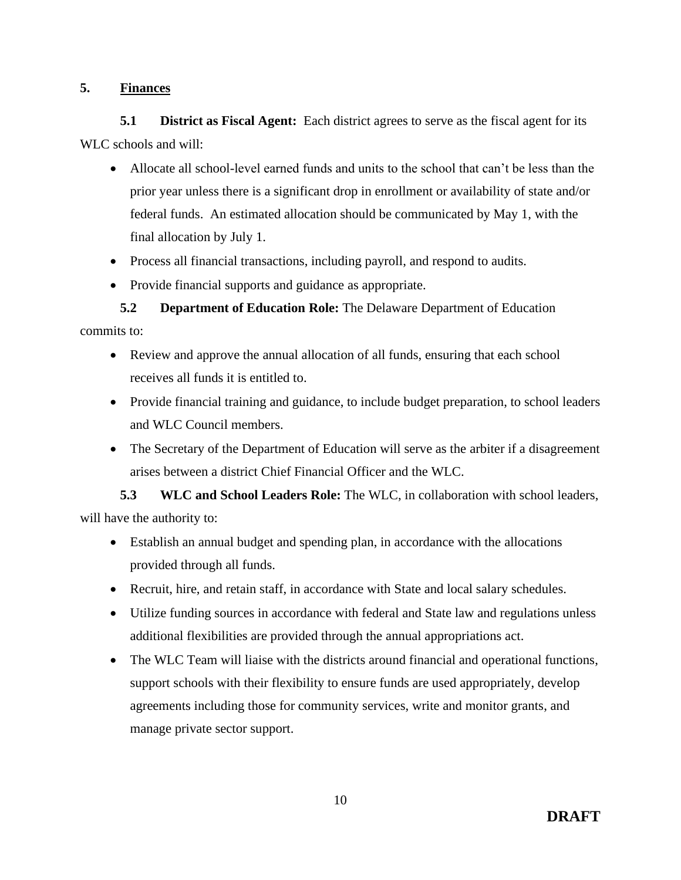## 5. <u>Finances</u>

**5.1 District as Fiscal Agent:** Each district agrees to serve as the fiscal agent for its WLC schools and will:

- Allocate all school-level earned funds and units to the school that can't be less than the prior year unless there is a significant drop in enrollment or availability of state and/or federal funds. An estimated allocation should be communicated by May 1, with the final allocation by July 1.
- Process all financial transactions, including payroll, and respond to audits.
- Provide financial supports and guidance as appropriate.

**5.2 Department of Education Role:** The Delaware Department of Education commits to:

- Review and approve the annual allocation of all funds, ensuring that each school receives all funds it is entitled to.
- Provide financial training and guidance, to include budget preparation, to school leaders and WLC Council members.
- The Secretary of the Department of Education will serve as the arbiter if a disagreement arises between a district Chief Financial Officer and the WLC.

**5.3 WLC and School Leaders Role:** The WLC, in collaboration with school leaders, will have the authority to:

- Establish an annual budget and spending plan, in accordance with the allocations provided through all funds.
- Recruit, hire, and retain staff, in accordance with State and local salary schedules.
- Utilize funding sources in accordance with federal and State law and regulations unless additional flexibilities are provided through the annual appropriations act.
- The WLC Team will liaise with the districts around financial and operational functions, support schools with their flexibility to ensure funds are used appropriately, develop agreements including those for community services, write and monitor grants, and manage private sector support.

**DRAFT**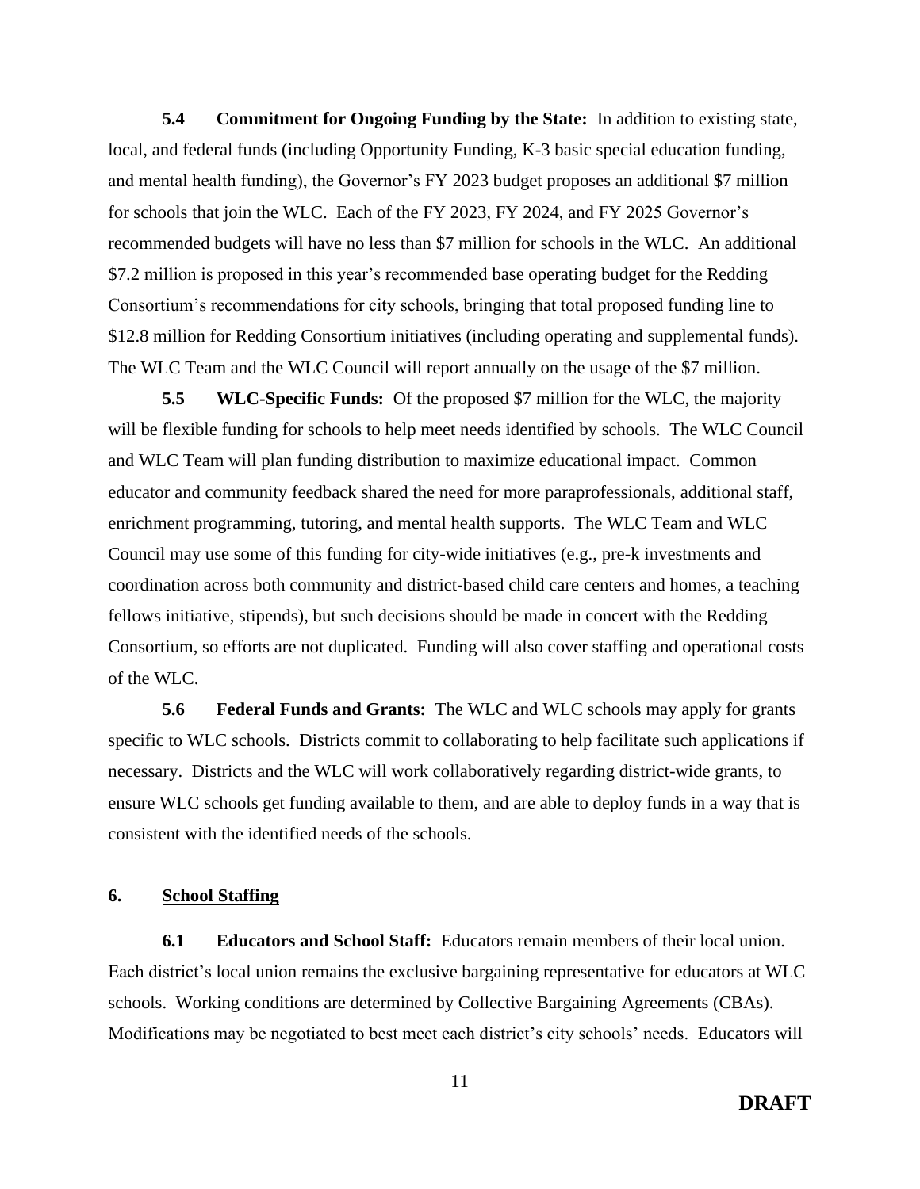**5.4 Commitment for Ongoing Funding by the State:** In addition to existing state, local, and federal funds (including Opportunity Funding, K-3 basic special education funding, and mental health funding), the Governor's FY 2023 budget proposes an additional $7 million for schools that join the WLC. Each of the FY 2023, FY 2024, and FY 2025 Governor's recommended budgets will have no less than $7 million for schools in the WLC. An additional $7.2 million is proposed in this year's recommended base operating budget for the Redding Consortium's recommendations for city schools, bringing that total proposed funding line to $12.8 million for Redding Consortium initiatives (including operating and supplemental funds). The WLC Team and the WLC Council will report annually on the usage of the $7 million.

**5.5 WLC-Specific Funds:** Of the proposed $7 million for the WLC, the majority will be flexible funding for schools to help meet needs identified by schools. The WLC Council and WLC Team will plan funding distribution to maximize educational impact. Common educator and community feedback shared the need for more paraprofessionals, additional staff, enrichment programming, tutoring, and mental health supports. The WLC Team and WLC Council may use some of this funding for city-wide initiatives (e.g., pre-k investments and coordination across both community and district-based child care centers and homes, a teaching fellows initiative, stipends), but such decisions should be made in concert with the Redding Consortium, so efforts are not duplicated. Funding will also cover staffing and operational costs of the WLC.

**5.6 Federal Funds and Grants:** The WLC and WLC schools may apply for grants specific to WLC schools. Districts commit to collaborating to help facilitate such applications if necessary. Districts and the WLC will work collaboratively regarding district-wide grants, to ensure WLC schools get funding available to them, and are able to deploy funds in a way that is consistent with the identified needs of the schools.

## 6. School Staffing

**6.1 Educators and School Staff:** Educators remain members of their local union. Each district's local union remains the exclusive bargaining representative for educators at WLC schools. Working conditions are determined by Collective Bargaining Agreements (CBAs). Modifications may be negotiated to best meet each district's city schools' needs. Educators will

**DRAFT**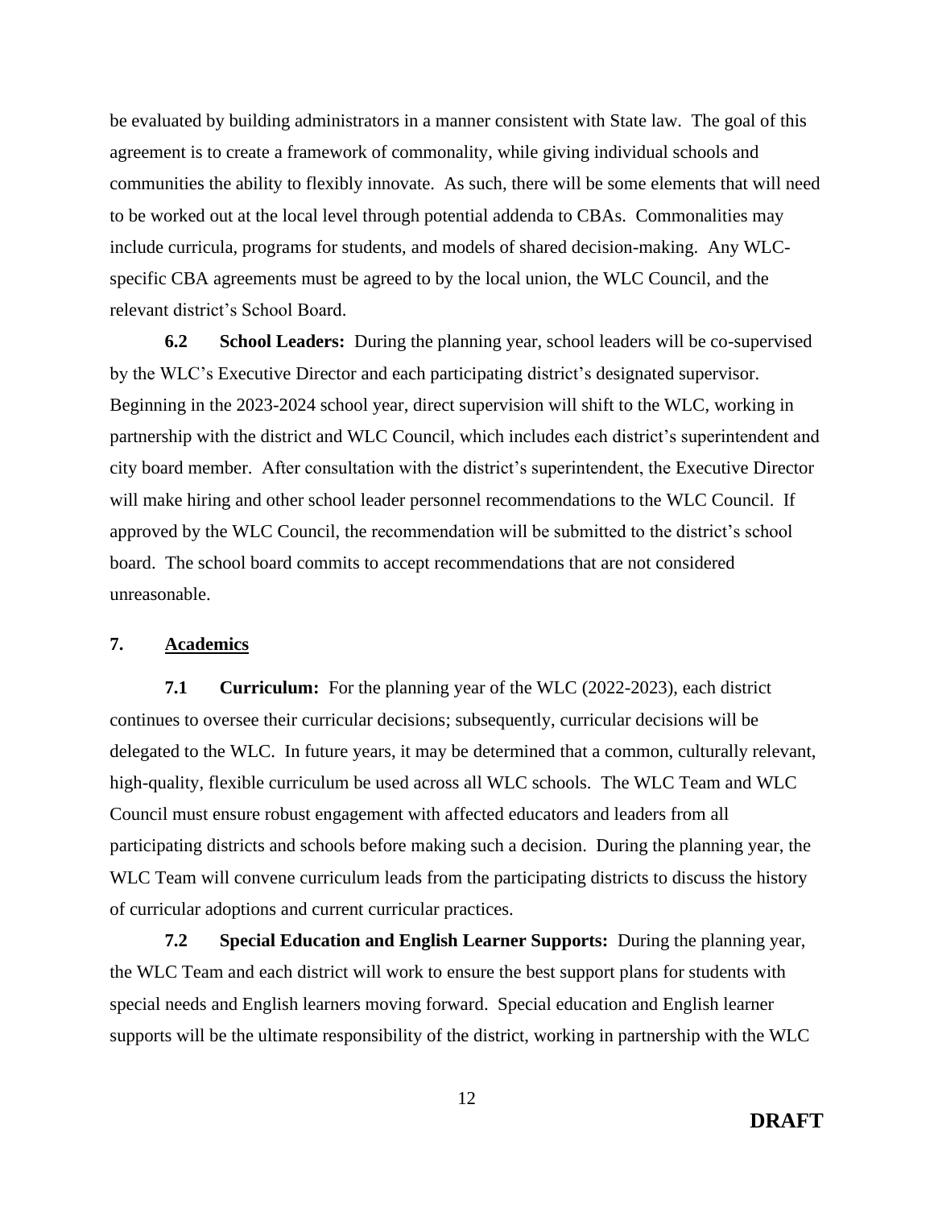be evaluated by building administrators in a manner consistent with State law. The goal of this agreement is to create a framework of commonality, while giving individual schools and communities the ability to flexibly innovate. As such, there will be some elements that will need to be worked out at the local level through potential addenda to CBAs. Commonalities may include curricula, programs for students, and models of shared decision-making. Any WLC-specific CBA agreements must be agreed to by the local union, the WLC Council, and the relevant district's School Board.

**6.2 School Leaders:** During the planning year, school leaders will be co-supervised by the WLC's Executive Director and each participating district's designated supervisor. Beginning in the 2023-2024 school year, direct supervision will shift to the WLC, working in partnership with the district and WLC Council, which includes each district's superintendent and city board member. After consultation with the district's superintendent, the Executive Director will make hiring and other school leader personnel recommendations to the WLC Council. If approved by the WLC Council, the recommendation will be submitted to the district's school board. The school board commits to accept recommendations that are not considered unreasonable.

## 7. <u>Academics</u>

**7.1 Curriculum:** For the planning year of the WLC (2022-2023), each district continues to oversee their curricular decisions; subsequently, curricular decisions will be delegated to the WLC. In future years, it may be determined that a common, culturally relevant, high-quality, flexible curriculum be used across all WLC schools. The WLC Team and WLC Council must ensure robust engagement with affected educators and leaders from all participating districts and schools before making such a decision. During the planning year, the WLC Team will convene curriculum leads from the participating districts to discuss the history of curricular adoptions and current curricular practices.

**7.2 Special Education and English Learner Supports:** During the planning year, the WLC Team and each district will work to ensure the best support plans for students with special needs and English learners moving forward. Special education and English learner supports will be the ultimate responsibility of the district, working in partnership with the WLC

**DRAFT**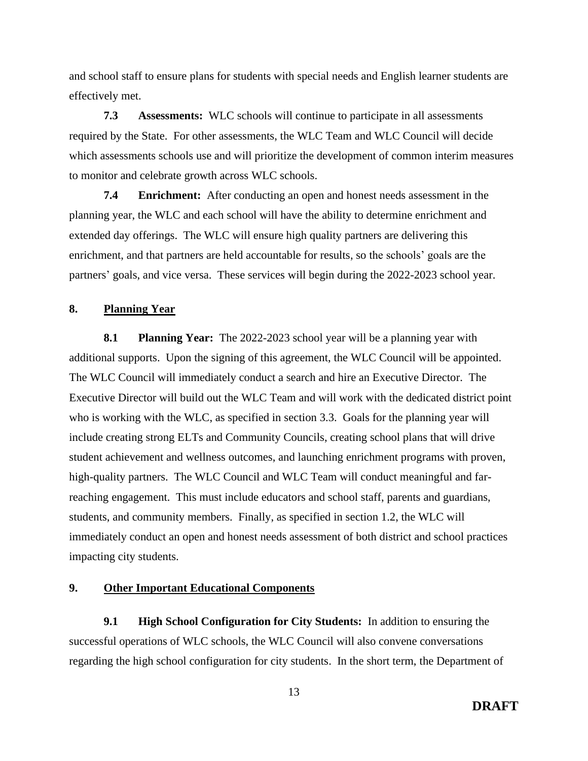and school staff to ensure plans for students with special needs and English learner students are effectively met.

**7.3 Assessments:** WLC schools will continue to participate in all assessments required by the State. For other assessments, the WLC Team and WLC Council will decide which assessments schools use and will prioritize the development of common interim measures to monitor and celebrate growth across WLC schools.

**7.4 Enrichment:** After conducting an open and honest needs assessment in the planning year, the WLC and each school will have the ability to determine enrichment and extended day offerings. The WLC will ensure high quality partners are delivering this enrichment, and that partners are held accountable for results, so the schools' goals are the partners' goals, and vice versa. These services will begin during the 2022-2023 school year.

## 8. Planning Year

**8.1 Planning Year:** The 2022-2023 school year will be a planning year with additional supports. Upon the signing of this agreement, the WLC Council will be appointed. The WLC Council will immediately conduct a search and hire an Executive Director. The Executive Director will build out the WLC Team and will work with the dedicated district point who is working with the WLC, as specified in section 3.3. Goals for the planning year will include creating strong ELTs and Community Councils, creating school plans that will drive student achievement and wellness outcomes, and launching enrichment programs with proven, high-quality partners. The WLC Council and WLC Team will conduct meaningful and far-reaching engagement. This must include educators and school staff, parents and guardians, students, and community members. Finally, as specified in section 1.2, the WLC will immediately conduct an open and honest needs assessment of both district and school practices impacting city students.

## 9. Other Important Educational Components

**9.1 High School Configuration for City Students:** In addition to ensuring the successful operations of WLC schools, the WLC Council will also convene conversations regarding the high school configuration for city students. In the short term, the Department of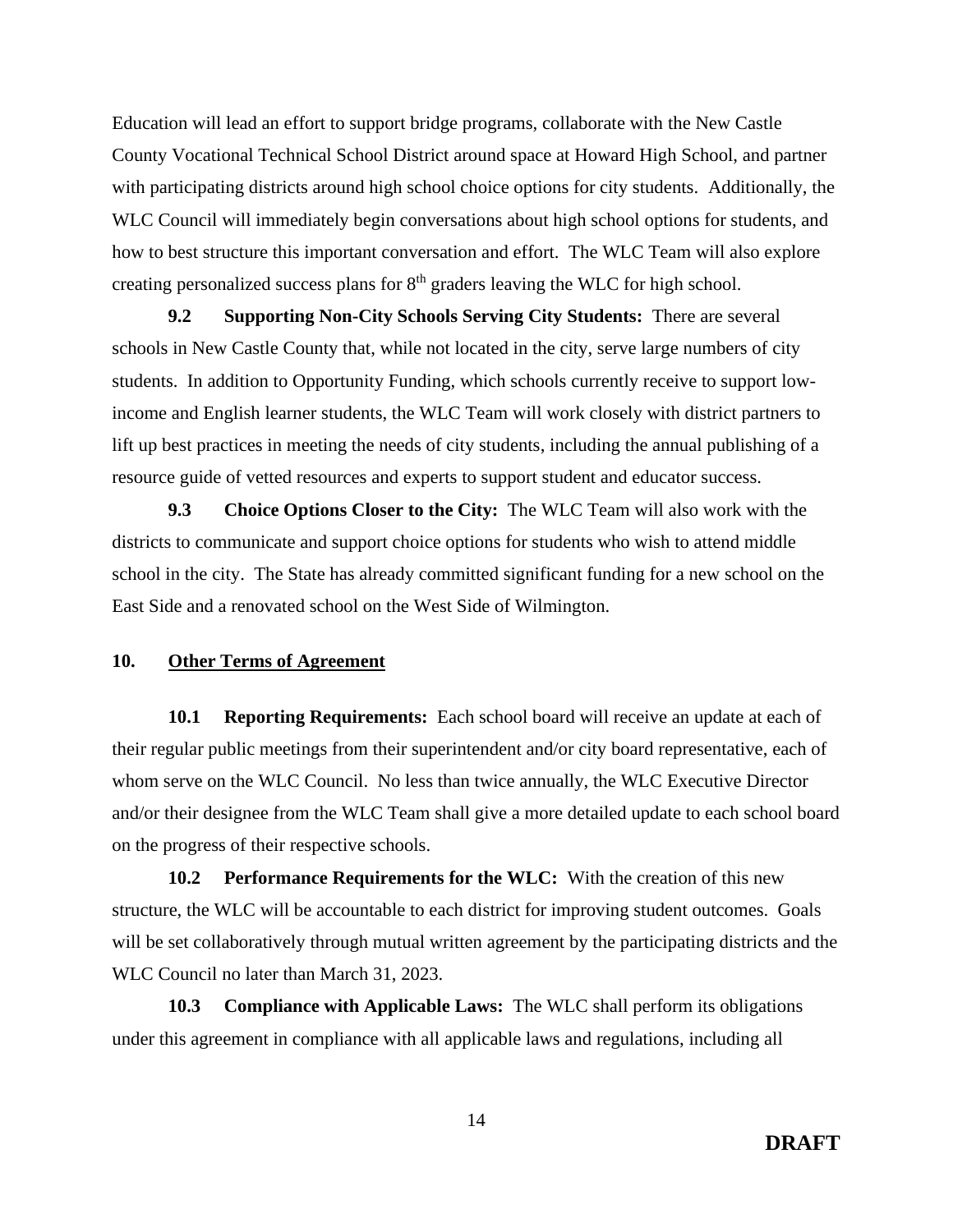Education will lead an effort to support bridge programs, collaborate with the New Castle County Vocational Technical School District around space at Howard High School, and partner with participating districts around high school choice options for city students. Additionally, the WLC Council will immediately begin conversations about high school options for students, and how to best structure this important conversation and effort. The WLC Team will also explore creating personalized success plans for 8th graders leaving the WLC for high school.

**9.2 Supporting Non-City Schools Serving City Students:** There are several schools in New Castle County that, while not located in the city, serve large numbers of city students. In addition to Opportunity Funding, which schools currently receive to support low-income and English learner students, the WLC Team will work closely with district partners to lift up best practices in meeting the needs of city students, including the annual publishing of a resource guide of vetted resources and experts to support student and educator success.

**9.3 Choice Options Closer to the City:** The WLC Team will also work with the districts to communicate and support choice options for students who wish to attend middle school in the city. The State has already committed significant funding for a new school on the East Side and a renovated school on the West Side of Wilmington.

## 10. Other Terms of Agreement

**10.1 Reporting Requirements:** Each school board will receive an update at each of their regular public meetings from their superintendent and/or city board representative, each of whom serve on the WLC Council. No less than twice annually, the WLC Executive Director and/or their designee from the WLC Team shall give a more detailed update to each school board on the progress of their respective schools.

**10.2 Performance Requirements for the WLC:** With the creation of this new structure, the WLC will be accountable to each district for improving student outcomes. Goals will be set collaboratively through mutual written agreement by the participating districts and the WLC Council no later than March 31, 2023.

**10.3 Compliance with Applicable Laws:** The WLC shall perform its obligations under this agreement in compliance with all applicable laws and regulations, including all

**DRAFT**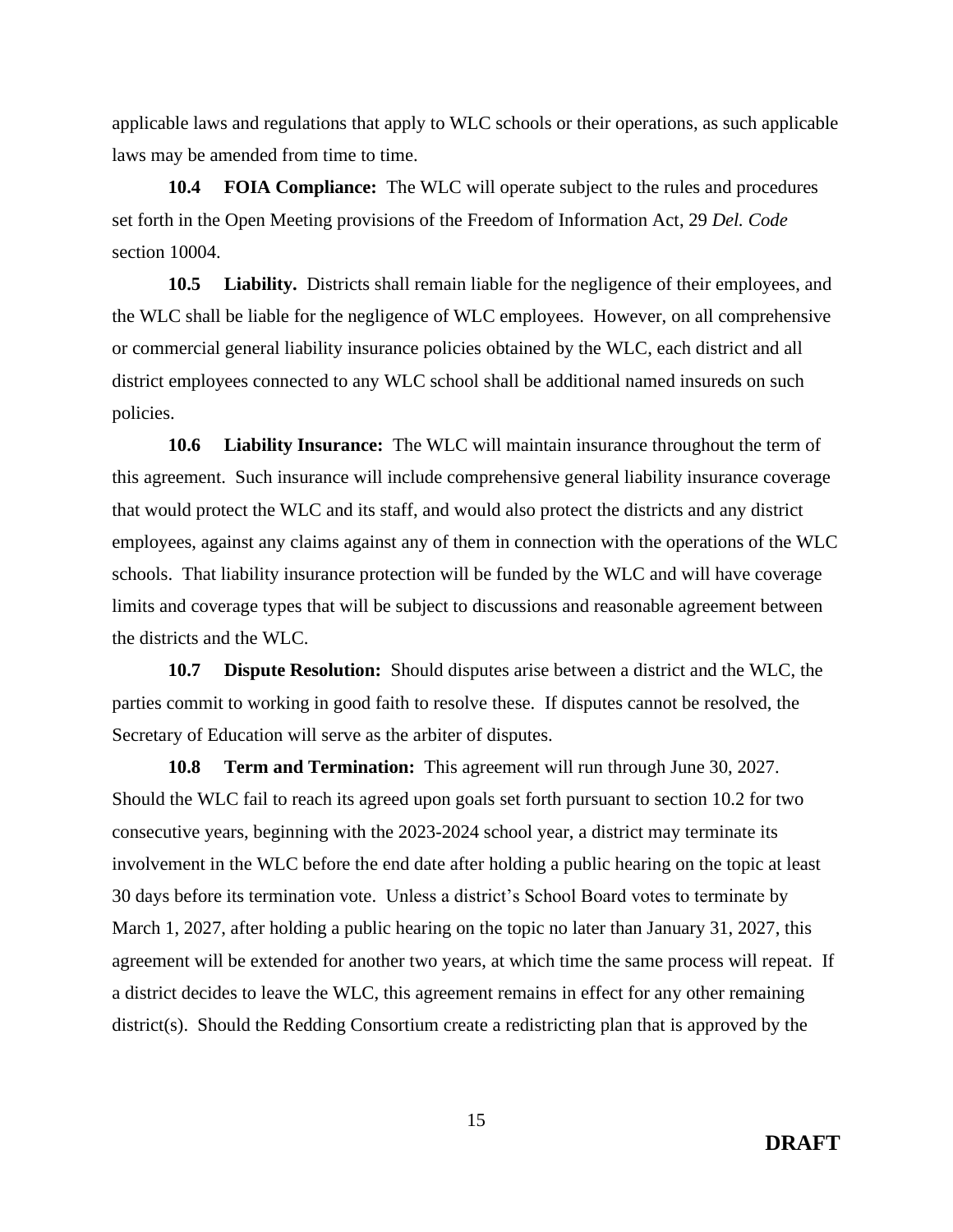applicable laws and regulations that apply to WLC schools or their operations, as such applicable laws may be amended from time to time.

**10.4 FOIA Compliance:** The WLC will operate subject to the rules and procedures set forth in the Open Meeting provisions of the Freedom of Information Act, 29 *Del. Code* section 10004.

**10.5 Liability.** Districts shall remain liable for the negligence of their employees, and the WLC shall be liable for the negligence of WLC employees. However, on all comprehensive or commercial general liability insurance policies obtained by the WLC, each district and all district employees connected to any WLC school shall be additional named insureds on such policies.

**10.6 Liability Insurance:** The WLC will maintain insurance throughout the term of this agreement. Such insurance will include comprehensive general liability insurance coverage that would protect the WLC and its staff, and would also protect the districts and any district employees, against any claims against any of them in connection with the operations of the WLC schools. That liability insurance protection will be funded by the WLC and will have coverage limits and coverage types that will be subject to discussions and reasonable agreement between the districts and the WLC.

**10.7 Dispute Resolution:** Should disputes arise between a district and the WLC, the parties commit to working in good faith to resolve these. If disputes cannot be resolved, the Secretary of Education will serve as the arbiter of disputes.

**10.8 Term and Termination:** This agreement will run through June 30, 2027. Should the WLC fail to reach its agreed upon goals set forth pursuant to section 10.2 for two consecutive years, beginning with the 2023-2024 school year, a district may terminate its involvement in the WLC before the end date after holding a public hearing on the topic at least 30 days before its termination vote. Unless a district's School Board votes to terminate by March 1, 2027, after holding a public hearing on the topic no later than January 31, 2027, this agreement will be extended for another two years, at which time the same process will repeat. If a district decides to leave the WLC, this agreement remains in effect for any other remaining district(s). Should the Redding Consortium create a redistricting plan that is approved by the

**DRAFT**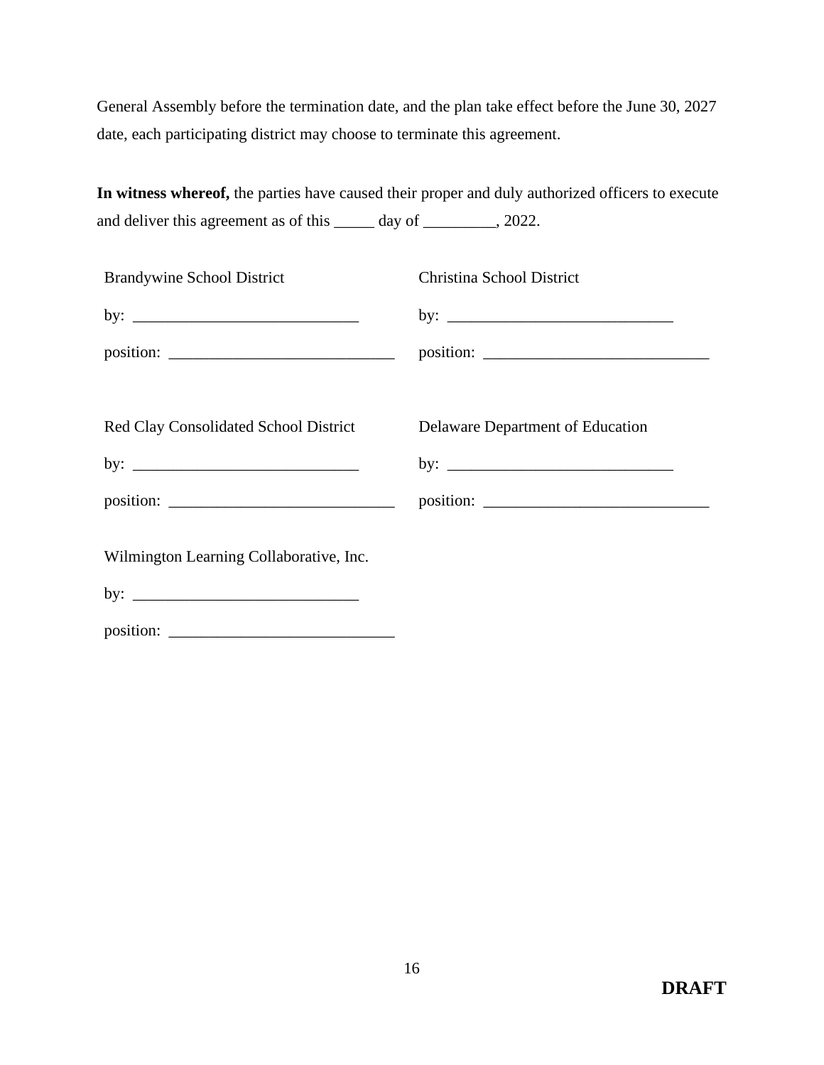General Assembly before the termination date, and the plan take effect before the June 30, 2027 date, each participating district may choose to terminate this agreement.

**In witness whereof,** the parties have caused their proper and duly authorized officers to execute and deliver this agreement as of this _____ day of _________, 2022.

Brandywine School District

by: ____________________________

position: ____________________________

Christina School District

by: ____________________________

position: ____________________________

Red Clay Consolidated School District

by: ____________________________

position: ____________________________

Delaware Department of Education

by: ____________________________

position: ____________________________

Wilmington Learning Collaborative, Inc.

by: ____________________________

position: ____________________________

**DRAFT**